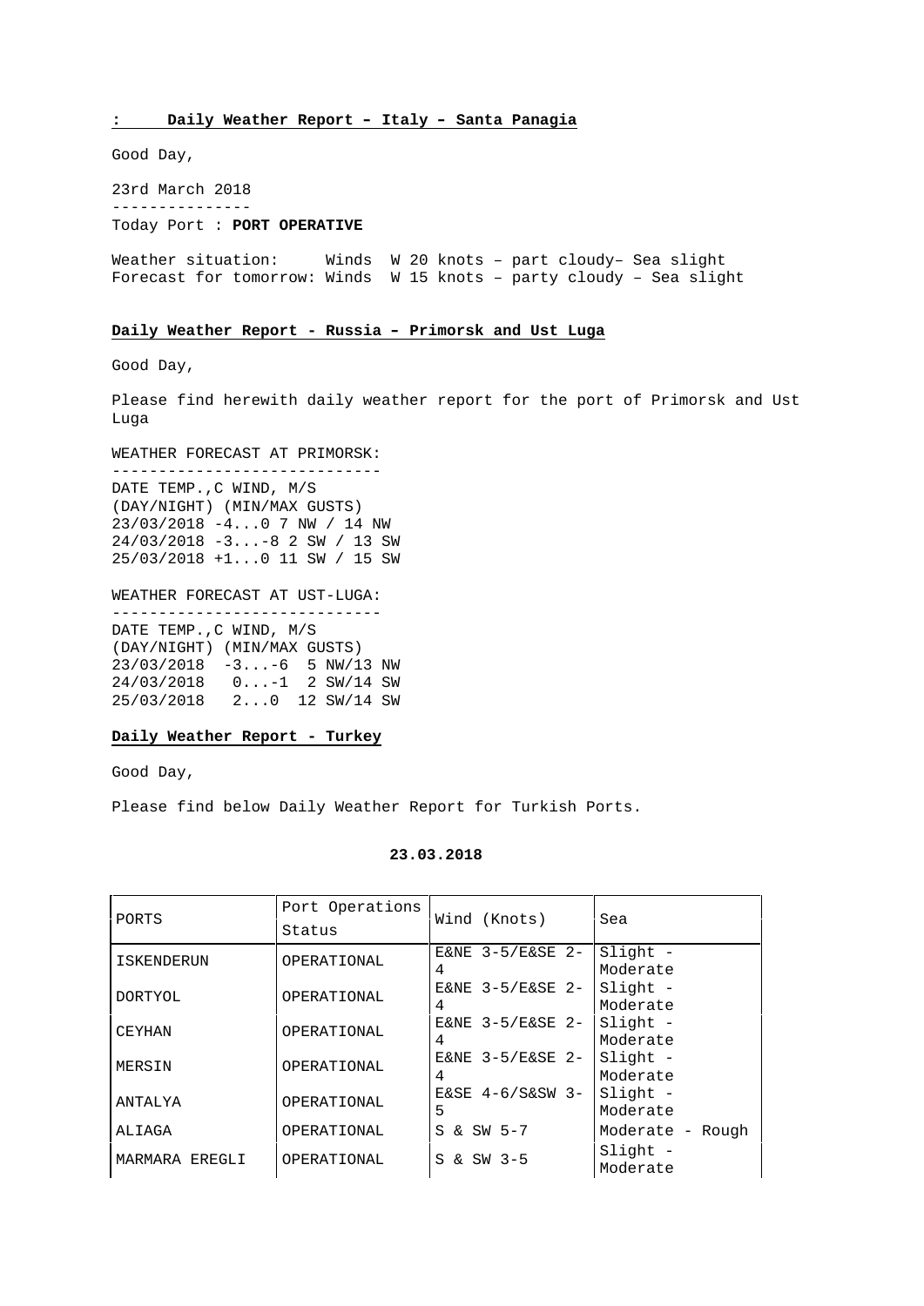**: Daily Weather Report – Italy – Santa Panagia**

Good Day,

23rd March 2018

---------------

Today Port : **PORT OPERATIVE**

Weather situation: Winds W 20 knots – part cloudy– Sea slight
Forecast for tomorrow: Winds W 15 knots – party cloudy – Sea slight

**Daily Weather Report - Russia – Primorsk and Ust Luga**

Good Day,

Please find herewith daily weather report for the port of Primorsk and Ust Luga

WEATHER FORECAST AT PRIMORSK:

-----------------------------

DATE TEMP.,C WIND, M/S
(DAY/NIGHT) (MIN/MAX GUSTS)
23/03/2018 -4...0 7 NW / 14 NW
24/03/2018 -3...-8 2 SW / 13 SW
25/03/2018 +1...0 11 SW / 15 SW

WEATHER FORECAST AT UST-LUGA:

-----------------------------

DATE TEMP.,C WIND, M/S
(DAY/NIGHT) (MIN/MAX GUSTS)
23/03/2018 -3...-6 5 NW/13 NW
24/03/2018 0...-1 2 SW/14 SW
25/03/2018 2...0 12 SW/14 SW

**Daily Weather Report - Turkey**

Good Day,

Please find below Daily Weather Report for Turkish Ports.

**23.03.2018**

| PORTS | Port Operations Status | Wind (Knots) | Sea |
|---|---|---|---|
| ISKENDERUN | OPERATIONAL | E&NE 3-5/E&SE 2-4 | Slight - Moderate |
| DORTYOL | OPERATIONAL | E&NE 3-5/E&SE 2-4 | Slight - Moderate |
| CEYHAN | OPERATIONAL | E&NE 3-5/E&SE 2-4 | Slight - Moderate |
| MERSIN | OPERATIONAL | E&NE 3-5/E&SE 2-4 | Slight - Moderate |
| ANTALYA | OPERATIONAL | E&SE 4-6/S&SW 3-5 | Slight - Moderate |
| ALIAGA | OPERATIONAL | S & SW 5-7 | Moderate - Rough |
| MARMARA EREGLI | OPERATIONAL | S & SW 3-5 | Slight - Moderate |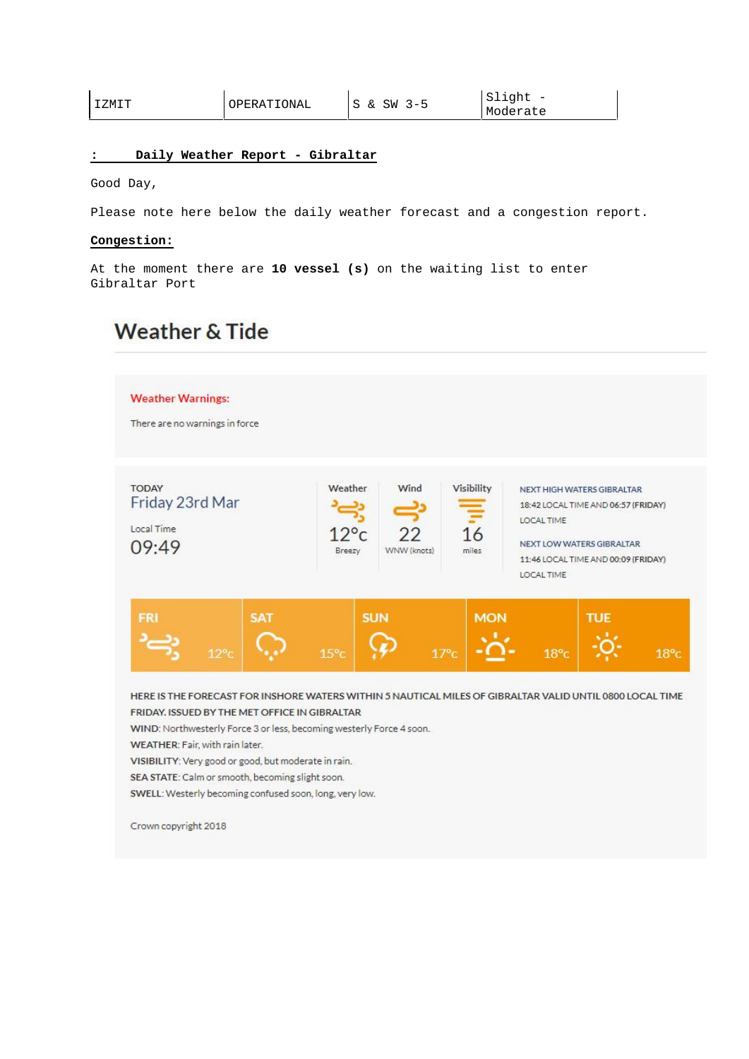| | | | |
|---|---|---|---|
| IZMIT | OPERATIONAL | S & SW 3-5 | Slight - Moderate |

**: Daily Weather Report - Gibraltar**

Good Day,

Please note here below the daily weather forecast and a congestion report.

**Congestion:**

At the moment there are **10 vessel (s)** on the waiting list to enter Gibraltar Port

# Weather & Tide

**Weather Warnings:**

There are no warnings in force

TODAY
Friday 23rd Mar

Local Time
09:49

| Weather | Wind | Visibility |
|---|---|---|
| 12°c | 22 | 16 |
| Breezy | WNW (knots) | miles |

NEXT HIGH WATERS GIBRALTAR
18:42 LOCAL TIME AND 06:57 (FRIDAY) LOCAL TIME

NEXT LOW WATERS GIBRALTAR
11:46 LOCAL TIME AND 00:09 (FRIDAY) LOCAL TIME

| FRI | SAT | SUN | MON | TUE |
|---|---|---|---|---|
| 12°c | 15°c | 17°c | 18°c | 18°c |

HERE IS THE FORECAST FOR INSHORE WATERS WITHIN 5 NAUTICAL MILES OF GIBRALTAR VALID UNTIL 0800 LOCAL TIME FRIDAY. ISSUED BY THE MET OFFICE IN GIBRALTAR

**WIND**: Northwesterly Force 3 or less, becoming westerly Force 4 soon.

**WEATHER**: Fair, with rain later.

**VISIBILITY**: Very good or good, but moderate in rain.

**SEA STATE**: Calm or smooth, becoming slight soon.

**SWELL**: Westerly becoming confused soon, long, very low.

Crown copyright 2018